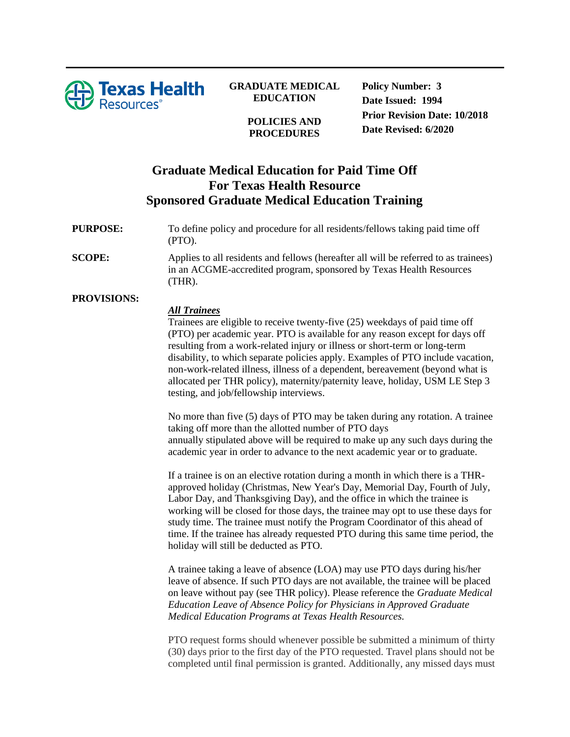**Texas Health Resources**

**GRADUATE MEDICAL EDUCATION**

**POLICIES AND PROCEDURES**

**Policy Number: 3**
**Date Issued: 1994**
**Prior Revision Date: 10/2018**
**Date Revised: 6/2020**

# Graduate Medical Education for Paid Time Off For Texas Health Resource Sponsored Graduate Medical Education Training

**PURPOSE:** To define policy and procedure for all residents/fellows taking paid time off (PTO).

**SCOPE:** Applies to all residents and fellows (hereafter all will be referred to as trainees) in an ACGME-accredited program, sponsored by Texas Health Resources (THR).

**PROVISIONS:**

***All Trainees***

Trainees are eligible to receive twenty-five (25) weekdays of paid time off (PTO) per academic year. PTO is available for any reason except for days off resulting from a work-related injury or illness or short-term or long-term disability, to which separate policies apply. Examples of PTO include vacation, non-work-related illness, illness of a dependent, bereavement (beyond what is allocated per THR policy), maternity/paternity leave, holiday, USM LE Step 3 testing, and job/fellowship interviews.

No more than five (5) days of PTO may be taken during any rotation. A trainee taking off more than the allotted number of PTO days annually stipulated above will be required to make up any such days during the academic year in order to advance to the next academic year or to graduate.

If a trainee is on an elective rotation during a month in which there is a THR-approved holiday (Christmas, New Year's Day, Memorial Day, Fourth of July, Labor Day, and Thanksgiving Day), and the office in which the trainee is working will be closed for those days, the trainee may opt to use these days for study time. The trainee must notify the Program Coordinator of this ahead of time. If the trainee has already requested PTO during this same time period, the holiday will still be deducted as PTO.

A trainee taking a leave of absence (LOA) may use PTO days during his/her leave of absence. If such PTO days are not available, the trainee will be placed on leave without pay (see THR policy). Please reference the *Graduate Medical Education Leave of Absence Policy for Physicians in Approved Graduate Medical Education Programs at Texas Health Resources.*

PTO request forms should whenever possible be submitted a minimum of thirty (30) days prior to the first day of the PTO requested. Travel plans should not be completed until final permission is granted. Additionally, any missed days must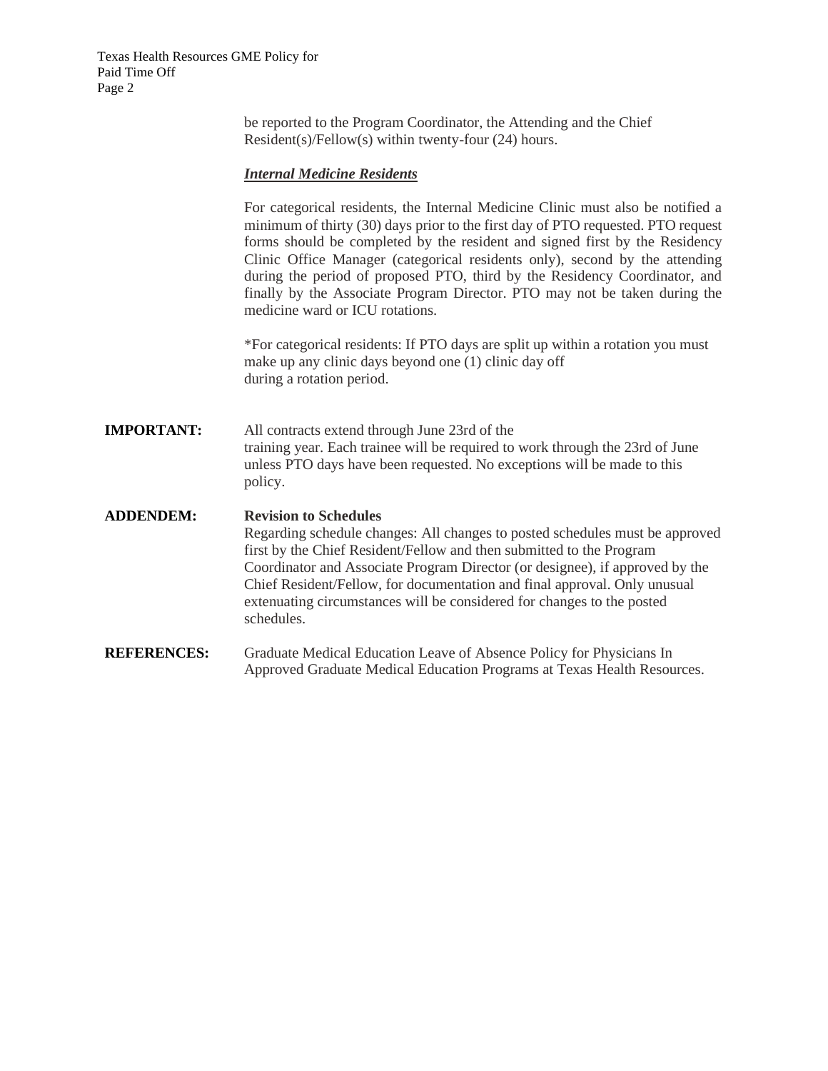be reported to the Program Coordinator, the Attending and the Chief Resident(s)/Fellow(s) within twenty-four (24) hours.

***Internal Medicine Residents***

For categorical residents, the Internal Medicine Clinic must also be notified a minimum of thirty (30) days prior to the first day of PTO requested. PTO request forms should be completed by the resident and signed first by the Residency Clinic Office Manager (categorical residents only), second by the attending during the period of proposed PTO, third by the Residency Coordinator, and finally by the Associate Program Director. PTO may not be taken during the medicine ward or ICU rotations.

*For categorical residents: If PTO days are split up within a rotation you must make up any clinic days beyond one (1) clinic day off during a rotation period.

**IMPORTANT:** All contracts extend through June 23rd of the training year. Each trainee will be required to work through the 23rd of June unless PTO days have been requested. No exceptions will be made to this policy.

**ADDENDEM:** **Revision to Schedules**

Regarding schedule changes: All changes to posted schedules must be approved first by the Chief Resident/Fellow and then submitted to the Program Coordinator and Associate Program Director (or designee), if approved by the Chief Resident/Fellow, for documentation and final approval. Only unusual extenuating circumstances will be considered for changes to the posted schedules.

**REFERENCES:** Graduate Medical Education Leave of Absence Policy for Physicians In Approved Graduate Medical Education Programs at Texas Health Resources.